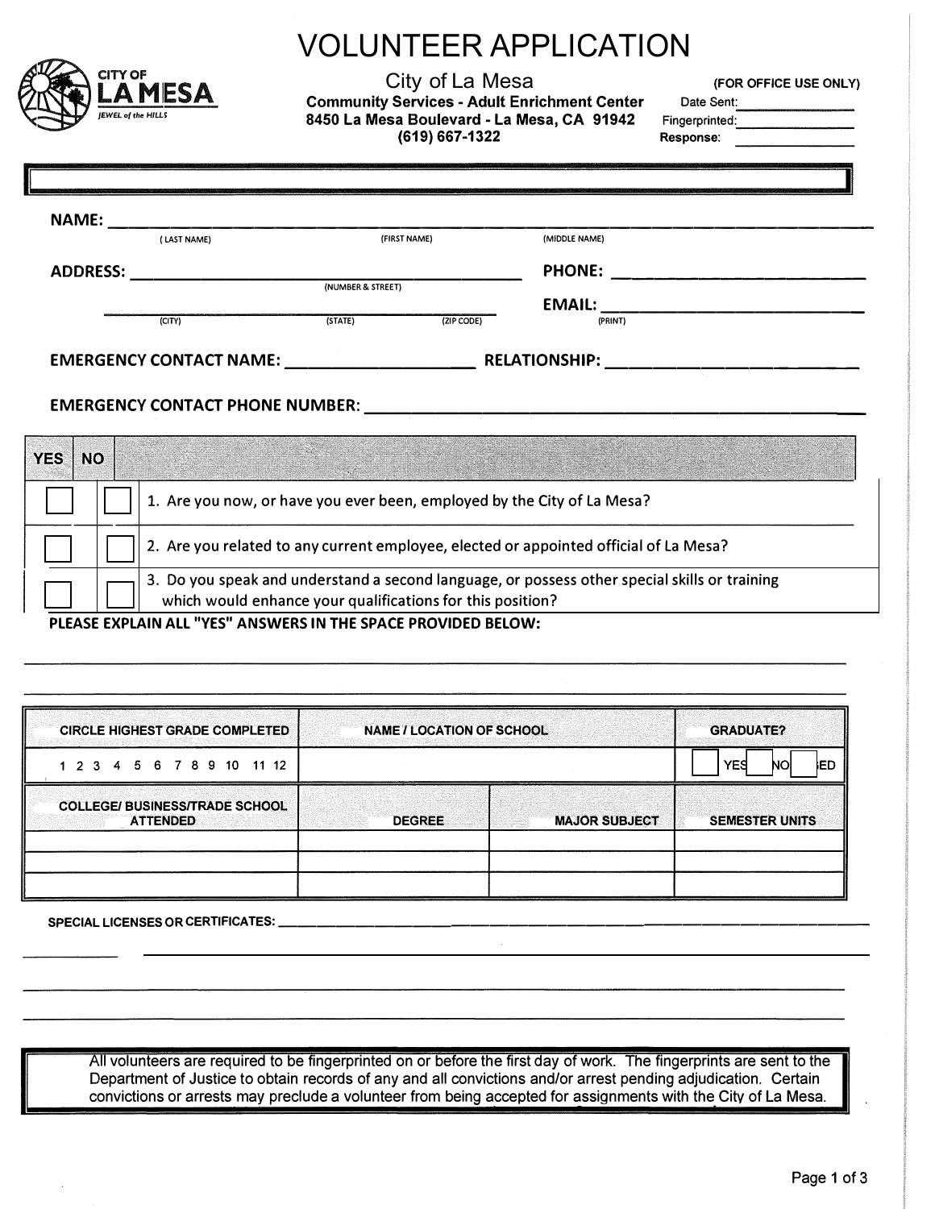# VOLUNTEER APPLICATION

CITY OF LA MESA
JEWEL of the HILLS

City of La Mesa
**Community Services - Adult Enrichment Center**
**8450 La Mesa Boulevard - La Mesa, CA 91942**
**(619) 667-1322**

**(FOR OFFICE USE ONLY)**
Date Sent: ______________
Fingerprinted: ______________
Response: ______________

**NAME:** ________________________________________________
( LAST NAME) (FIRST NAME) (MIDDLE NAME)

**ADDRESS:** ______________________________ **PHONE:** ______________________
(NUMBER & STREET)

______________________________ **EMAIL:** ______________________
(CITY) (STATE) (ZIP CODE) (PRINT)

**EMERGENCY CONTACT NAME:** ____________________ **RELATIONSHIP:** ____________________

**EMERGENCY CONTACT PHONE NUMBER:** ________________________________________

| YES | NO | |
|---|---|---|
| ☐ | ☐ | 1. Are you now, or have you ever been, employed by the City of La Mesa? |
| ☐ | ☐ | 2. Are you related to any current employee, elected or appointed official of La Mesa? |
| ☐ | ☐ | 3. Do you speak and understand a second language, or possess other special skills or training which would enhance your qualifications for this position? |

**PLEASE EXPLAIN ALL "YES" ANSWERS IN THE SPACE PROVIDED BELOW:**

________________________________________________________________________

________________________________________________________________________

| CIRCLE HIGHEST GRADE COMPLETED | NAME / LOCATION OF SCHOOL | | GRADUATE? |
|---|---|---|---|
| 1 2 3 4 5 6 7 8 9 10 11 12 | | | ☐ YES ☐ NO ☐ GED |
| **COLLEGE/ BUSINESS/TRADE SCHOOL ATTENDED** | **DEGREE** | **MAJOR SUBJECT** | **SEMESTER UNITS** |
| | | | |
| | | | |
| | | | |

**SPECIAL LICENSES OR CERTIFICATES:** ________________________________________

________________________________________________________________________

________________________________________________________________________

________________________________________________________________________

All volunteers are required to be fingerprinted on or before the first day of work. The fingerprints are sent to the Department of Justice to obtain records of any and all convictions and/or arrest pending adjudication. Certain convictions or arrests may preclude a volunteer from being accepted for assignments with the City of La Mesa.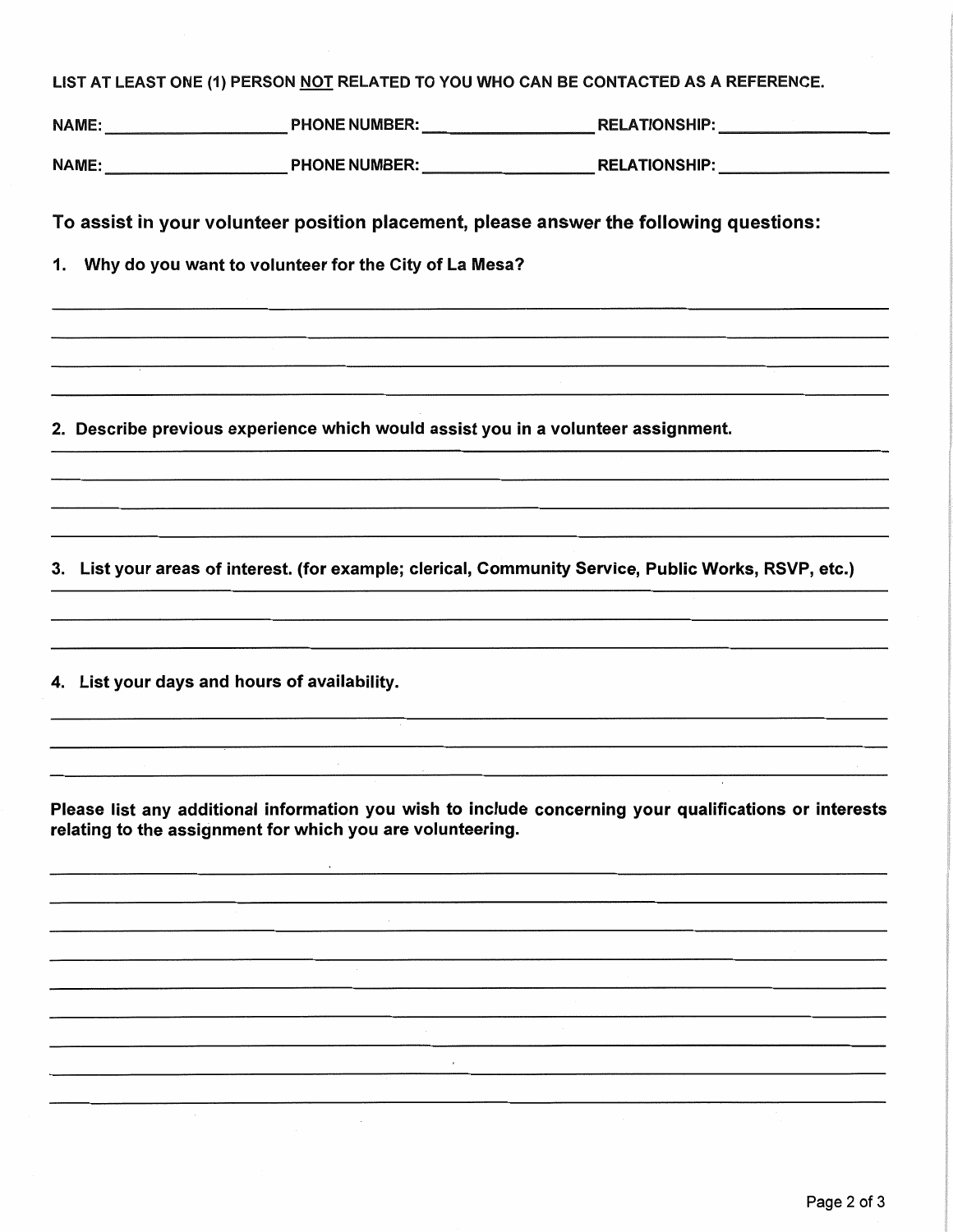LIST AT LEAST ONE (1) PERSON NOT RELATED TO YOU WHO CAN BE CONTACTED AS A REFERENCE.

NAME: ____________________ PHONE NUMBER: ____________________ RELATIONSHIP: ____________________

NAME: ____________________ PHONE NUMBER: ____________________ RELATIONSHIP: ____________________

**To assist in your volunteer position placement, please answer the following questions:**

**1. Why do you want to volunteer for the City of La Mesa?**

______________________________________________________________________________

______________________________________________________________________________

______________________________________________________________________________

______________________________________________________________________________

**2. Describe previous experience which would assist you in a volunteer assignment.**

______________________________________________________________________________

______________________________________________________________________________

______________________________________________________________________________

______________________________________________________________________________

**3. List your areas of interest. (for example; clerical, Community Service, Public Works, RSVP, etc.)**

______________________________________________________________________________

______________________________________________________________________________

______________________________________________________________________________

**4. List your days and hours of availability.**

______________________________________________________________________________

______________________________________________________________________________

______________________________________________________________________________

**Please list any additional information you wish to include concerning your qualifications or interests relating to the assignment for which you are volunteering.**

______________________________________________________________________________

______________________________________________________________________________

______________________________________________________________________________

______________________________________________________________________________

______________________________________________________________________________

______________________________________________________________________________

______________________________________________________________________________

______________________________________________________________________________

______________________________________________________________________________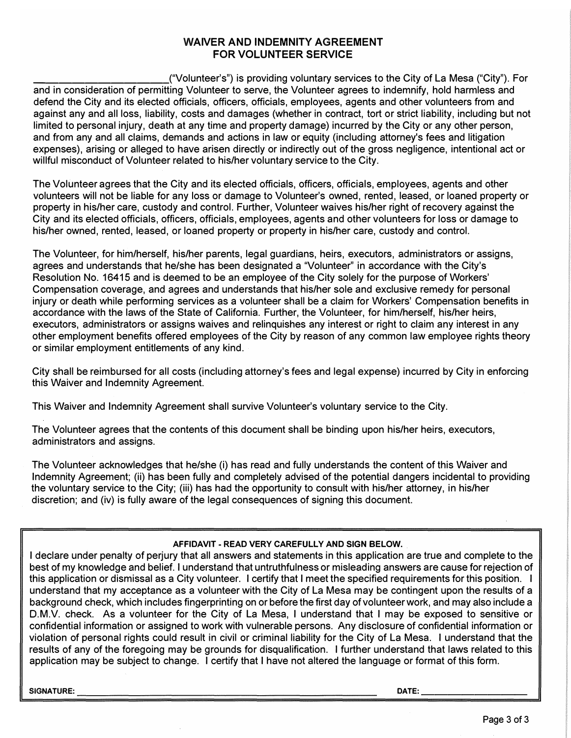# WAIVER AND INDEMNITY AGREEMENT FOR VOLUNTEER SERVICE

______________________("Volunteer's") is providing voluntary services to the City of La Mesa ("City"). For and in consideration of permitting Volunteer to serve, the Volunteer agrees to indemnify, hold harmless and defend the City and its elected officials, officers, officials, employees, agents and other volunteers from and against any and all loss, liability, costs and damages (whether in contract, tort or strict liability, including but not limited to personal injury, death at any time and property damage) incurred by the City or any other person, and from any and all claims, demands and actions in law or equity (including attorney's fees and litigation expenses), arising or alleged to have arisen directly or indirectly out of the gross negligence, intentional act or willful misconduct of Volunteer related to his/her voluntary service to the City.

The Volunteer agrees that the City and its elected officials, officers, officials, employees, agents and other volunteers will not be liable for any loss or damage to Volunteer's owned, rented, leased, or loaned property or property in his/her care, custody and control. Further, Volunteer waives his/her right of recovery against the City and its elected officials, officers, officials, employees, agents and other volunteers for loss or damage to his/her owned, rented, leased, or loaned property or property in his/her care, custody and control.

The Volunteer, for him/herself, his/her parents, legal guardians, heirs, executors, administrators or assigns, agrees and understands that he/she has been designated a "Volunteer" in accordance with the City's Resolution No. 16415 and is deemed to be an employee of the City solely for the purpose of Workers' Compensation coverage, and agrees and understands that his/her sole and exclusive remedy for personal injury or death while performing services as a volunteer shall be a claim for Workers' Compensation benefits in accordance with the laws of the State of California. Further, the Volunteer, for him/herself, his/her heirs, executors, administrators or assigns waives and relinquishes any interest or right to claim any interest in any other employment benefits offered employees of the City by reason of any common law employee rights theory or similar employment entitlements of any kind.

City shall be reimbursed for all costs (including attorney's fees and legal expense) incurred by City in enforcing this Waiver and Indemnity Agreement.

This Waiver and Indemnity Agreement shall survive Volunteer's voluntary service to the City.

The Volunteer agrees that the contents of this document shall be binding upon his/her heirs, executors, administrators and assigns.

The Volunteer acknowledges that he/she (i) has read and fully understands the content of this Waiver and Indemnity Agreement; (ii) has been fully and completely advised of the potential dangers incidental to providing the voluntary service to the City; (iii) has had the opportunity to consult with his/her attorney, in his/her discretion; and (iv) is fully aware of the legal consequences of signing this document.

**AFFIDAVIT - READ VERY CAREFULLY AND SIGN BELOW.**

I declare under penalty of perjury that all answers and statements in this application are true and complete to the best of my knowledge and belief. I understand that untruthfulness or misleading answers are cause for rejection of this application or dismissal as a City volunteer. I certify that I meet the specified requirements for this position. I understand that my acceptance as a volunteer with the City of La Mesa may be contingent upon the results of a background check, which includes fingerprinting on or before the first day of volunteer work, and may also include a D.M.V. check. As a volunteer for the City of La Mesa, I understand that I may be exposed to sensitive or confidential information or assigned to work with vulnerable persons. Any disclosure of confidential information or violation of personal rights could result in civil or criminal liability for the City of La Mesa. I understand that the results of any of the foregoing may be grounds for disqualification. I further understand that laws related to this application may be subject to change. I certify that I have not altered the language or format of this form.

**SIGNATURE:** ______________________________ **DATE:** ______________